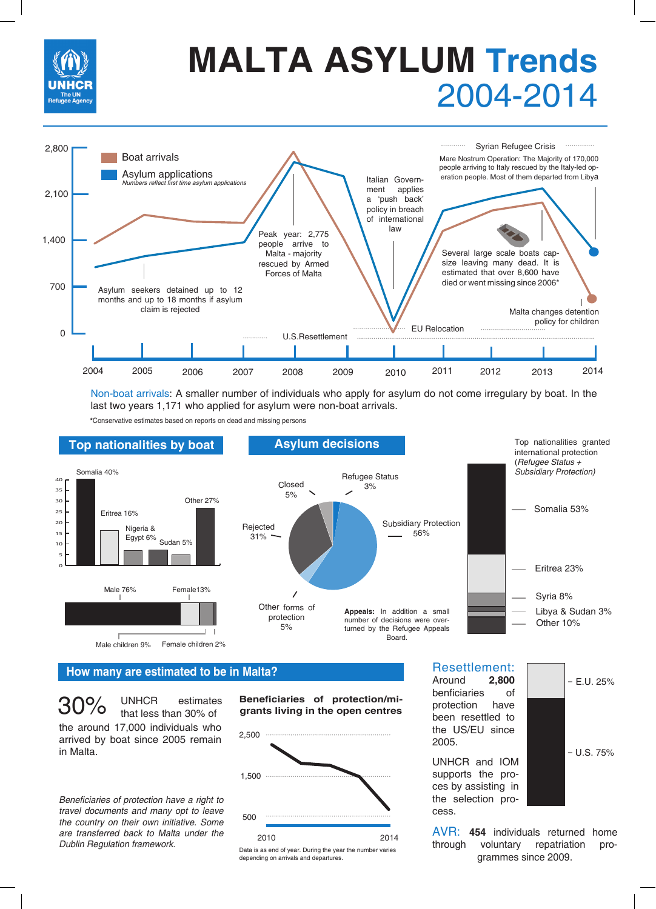# MALTA ASYLUM Trends 2004-2014

UNHCR The UN Refugee Agency

- Boat arrivals
- Asylum applications
  *Numbers reflect first time asylum applications*

2,800
2,100
1,400
700
0

2004 2005 2006 2007 2008 2009 2010 2011 2012 2013 2014

Asylum seekers detained up to 12 months and up to 18 months if asylum claim is rejected

Peak year: 2,775 people arrive to Malta - majority rescued by Armed Forces of Malta

Italian Government applies a 'push back' policy in breach of international law

Syrian Refugee Crisis

Mare Nostrum Operation: The Majority of 170,000 people arriving to Italy rescued by the Italy-led operation people. Most of them departed from Libya

Several large scale boats capsize leaving many dead. It is estimated that over 8,600 have died or went missing since 2006*

Malta changes detention policy for children

U.S.Resettlement

EU Relocation

Non-boat arrivals: A smaller number of individuals who apply for asylum do not come irregulary by boat. In the last two years 1,171 who applied for asylum were non-boat arrivals.

*Conservative estimates based on reports on dead and missing persons

## Top nationalities by boat

| Nationality | % |
|---|---|
| Somalia | 40% |
| Eritrea | 16% |
| Nigeria & Egypt | 6% |
| Sudan | 5% |
| Other | 27% |

Male 76% | Female13% | Male children 9% | Female children 2%

## Asylum decisions

| Decision | % |
|---|---|
| Subsidiary Protection | 56% |
| Rejected | 31% |
| Closed | 5% |
| Other forms of protection | 5% |
| Refugee Status | 3% |

**Appeals:** In addition a small number of decisions were overturned by the Refugee Appeals Board.

Top nationalities granted international protection (*Refugee Status + Subsidiary Protection)*

| Nationality | % |
|---|---|
| Somalia | 53% |
| Eritrea | 23% |
| Syria | 8% |
| Libya & Sudan | 3% |
| Other | 10% |

## How many are estimated to be in Malta?

30% UNHCR estimates that less than 30% of the around 17,000 individuals who arrived by boat since 2005 remain in Malta.

*Beneficiaries of protection have a right to travel documents and many opt to leave the country on their own initiative. Some are transferred back to Malta under the Dublin Regulation framework.*

**Beneficiaries of protection/migrants living in the open centres**

2,500
1,500
500

2010 2014

Data is as end of year. During the year the number varies depending on arrivals and departures.

## Resettlement:

Around **2,800** benficiaries of protection have been resettled to the US/EU since 2005.

UNHCR and IOM supports the proces by assisting in the selection process.

- E.U. 25%
- U.S. 75%

**AVR:** **454** individuals returned home through voluntary repatriation programmes since 2009.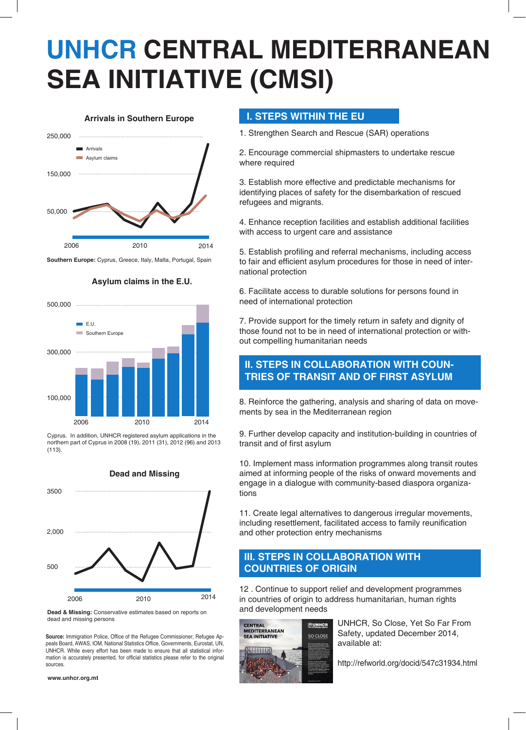# UNHCR CENTRAL MEDITERRANEAN SEA INITIATIVE (CMSI)

**Arrivals in Southern Europe**

250,000
150,000
50,000
Arrivals
Asylum claims
2006
2010
2014

**Southern Europe:** Cyprus, Greece, Italy, Malta, Portugal, Spain

**Asylum claims in the E.U.**

500,000
300,000
100,000
E.U.
Southern Europe
2006
2010
2014

Cyprus. In addition, UNHCR registered asylum applications in the northern part of Cyprus in 2008 (19), 2011 (31), 2012 (96) and 2013 (113).

**Dead and Missing**

3500
2,000
500
2006
2010
2014

**Dead & Missing:** Conservative estimates based on reports on dead and missing persons

**Source:** Immigration Police, Office of the Refugee Commissioner, Refugee Appeals Board, AWAS, IOM, National Statistics Office, Governments, Eurostat, UN, UNHCR. While every effort has been made to ensure that all statistical information is accurately presented, for official statistics please refer to the original sources.

**www.unhcr.org.mt**

## I. STEPS WITHIN THE EU

1. Strengthen Search and Rescue (SAR) operations
2. Encourage commercial shipmasters to undertake rescue where required
3. Establish more effective and predictable mechanisms for identifying places of safety for the disembarkation of rescued refugees and migrants.
4. Enhance reception facilities and establish additional facilities with access to urgent care and assistance
5. Establish profiling and referral mechanisms, including access to fair and efficient asylum procedures for those in need of international protection
6. Facilitate access to durable solutions for persons found in need of international protection
7. Provide support for the timely return in safety and dignity of those found not to be in need of international protection or without compelling humanitarian needs

## II. STEPS IN COLLABORATION WITH COUNTRIES OF TRANSIT AND OF FIRST ASYLUM

8. Reinforce the gathering, analysis and sharing of data on movements by sea in the Mediterranean region
9. Further develop capacity and institution-building in countries of transit and of first asylum
10. Implement mass information programmes along transit routes aimed at informing people of the risks of onward movements and engage in a dialogue with community-based diaspora organizations
11. Create legal alternatives to dangerous irregular movements, including resettlement, facilitated access to family reunification and other protection mechanisms

## III. STEPS IN COLLABORATION WITH COUNTRIES OF ORIGIN

12 . Continue to support relief and development programmes in countries of origin to address humanitarian, human rights and development needs

UNHCR, So Close, Yet So Far From Safety, updated December 2014, available at:

http://refworld.org/docid/547c31934.html